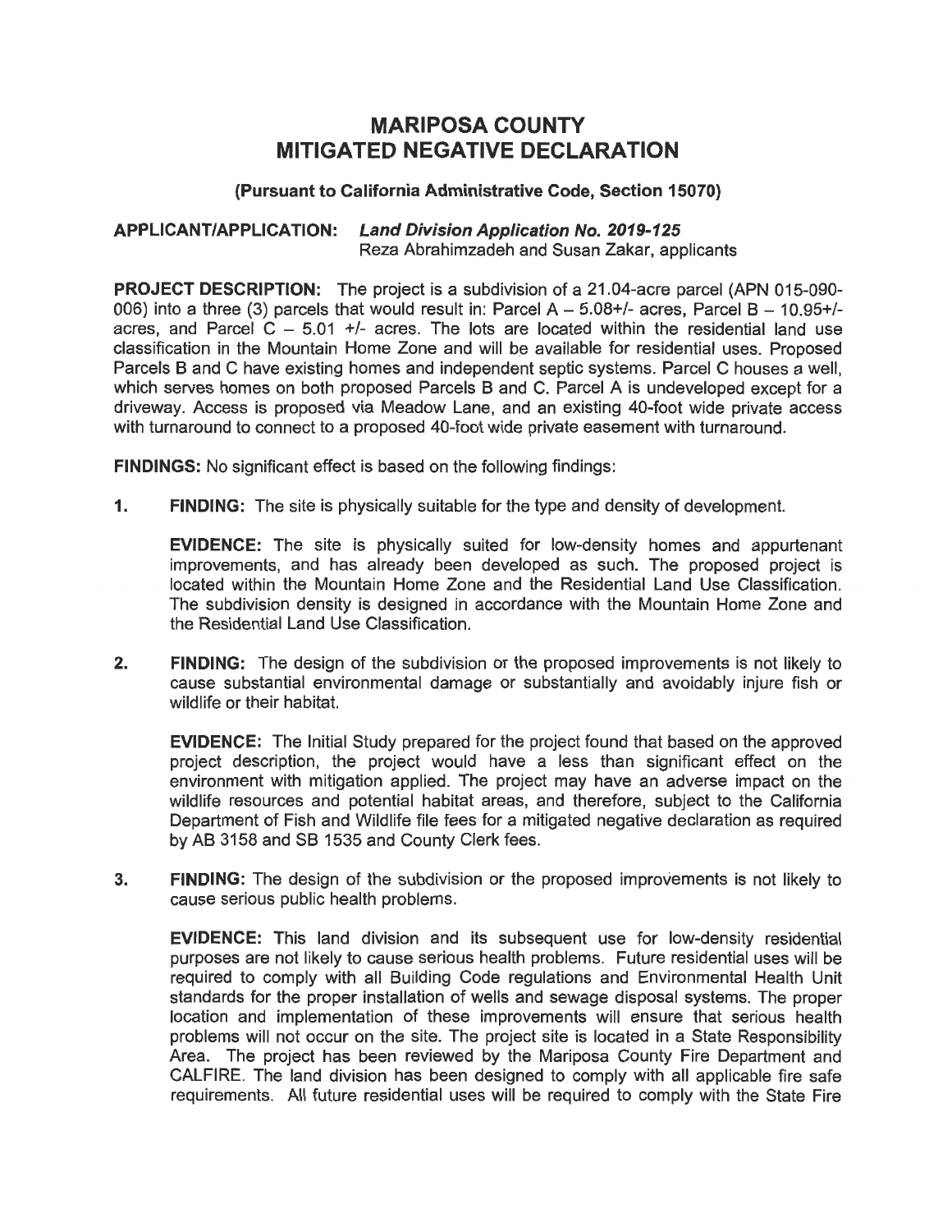# MARIPOSA COUNTY
# MITIGATED NEGATIVE DECLARATION

**(Pursuant to California Administrative Code, Section 15070)**

**APPLICANT/APPLICATION:** ***Land Division Application No. 2019-125***
Reza Abrahimzadeh and Susan Zakar, applicants

**PROJECT DESCRIPTION:** The project is a subdivision of a 21.04-acre parcel (APN 015-090-006) into a three (3) parcels that would result in: Parcel A – 5.08+/- acres, Parcel B – 10.95+/- acres, and Parcel C – 5.01 +/- acres. The lots are located within the residential land use classification in the Mountain Home Zone and will be available for residential uses. Proposed Parcels B and C have existing homes and independent septic systems. Parcel C houses a well, which serves homes on both proposed Parcels B and C. Parcel A is undeveloped except for a driveway. Access is proposed via Meadow Lane, and an existing 40-foot wide private access with turnaround to connect to a proposed 40-foot wide private easement with turnaround.

**FINDINGS:** No significant effect is based on the following findings:

1. **FINDING:** The site is physically suitable for the type and density of development.

   **EVIDENCE:** The site is physically suited for low-density homes and appurtenant improvements, and has already been developed as such. The proposed project is located within the Mountain Home Zone and the Residential Land Use Classification. The subdivision density is designed in accordance with the Mountain Home Zone and the Residential Land Use Classification.

2. **FINDING:** The design of the subdivision or the proposed improvements is not likely to cause substantial environmental damage or substantially and avoidably injure fish or wildlife or their habitat.

   **EVIDENCE:** The Initial Study prepared for the project found that based on the approved project description, the project would have a less than significant effect on the environment with mitigation applied. The project may have an adverse impact on the wildlife resources and potential habitat areas, and therefore, subject to the California Department of Fish and Wildlife file fees for a mitigated negative declaration as required by AB 3158 and SB 1535 and County Clerk fees.

3. **FINDING:** The design of the subdivision or the proposed improvements is not likely to cause serious public health problems.

   **EVIDENCE:** This land division and its subsequent use for low-density residential purposes are not likely to cause serious health problems. Future residential uses will be required to comply with all Building Code regulations and Environmental Health Unit standards for the proper installation of wells and sewage disposal systems. The proper location and implementation of these improvements will ensure that serious health problems will not occur on the site. The project site is located in a State Responsibility Area. The project has been reviewed by the Mariposa County Fire Department and CALFIRE. The land division has been designed to comply with all applicable fire safe requirements. All future residential uses will be required to comply with the State Fire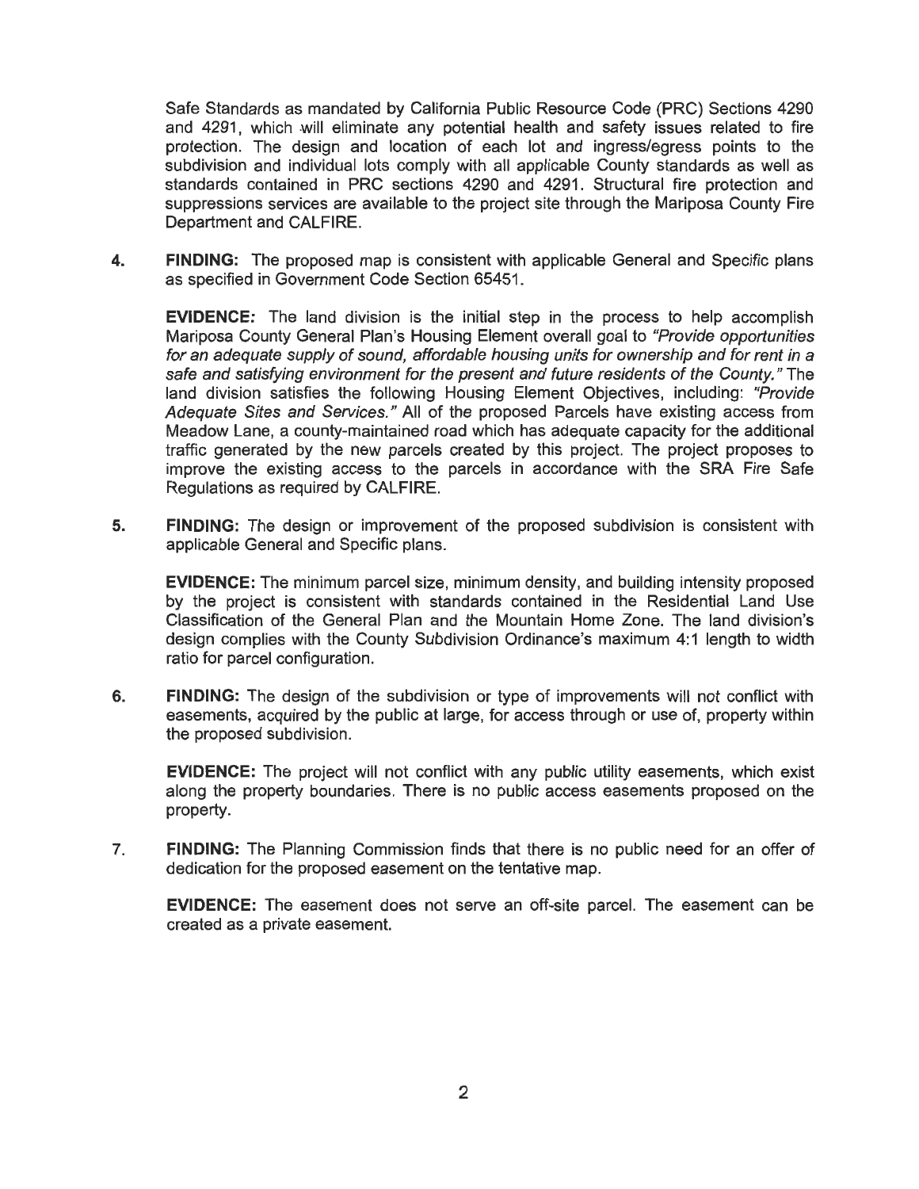Safe Standards as mandated by California Public Resource Code (PRC) Sections 4290 and 4291, which will eliminate any potential health and safety issues related to fire protection. The design and location of each lot and ingress/egress points to the subdivision and individual lots comply with all applicable County standards as well as standards contained in PRC sections 4290 and 4291. Structural fire protection and suppressions services are available to the project site through the Mariposa County Fire Department and CALFIRE.

4. **FINDING:** The proposed map is consistent with applicable General and Specific plans as specified in Government Code Section 65451.

   **EVIDENCE:** The land division is the initial step in the process to help accomplish Mariposa County General Plan's Housing Element overall goal to *"Provide opportunities for an adequate supply of sound, affordable housing units for ownership and for rent in a safe and satisfying environment for the present and future residents of the County."* The land division satisfies the following Housing Element Objectives, including: *"Provide Adequate Sites and Services."* All of the proposed Parcels have existing access from Meadow Lane, a county-maintained road which has adequate capacity for the additional traffic generated by the new parcels created by this project. The project proposes to improve the existing access to the parcels in accordance with the SRA Fire Safe Regulations as required by CALFIRE.

5. **FINDING:** The design or improvement of the proposed subdivision is consistent with applicable General and Specific plans.

   **EVIDENCE:** The minimum parcel size, minimum density, and building intensity proposed by the project is consistent with standards contained in the Residential Land Use Classification of the General Plan and the Mountain Home Zone. The land division's design complies with the County Subdivision Ordinance's maximum 4:1 length to width ratio for parcel configuration.

6. **FINDING:** The design of the subdivision or type of improvements will not conflict with easements, acquired by the public at large, for access through or use of, property within the proposed subdivision.

   **EVIDENCE:** The project will not conflict with any public utility easements, which exist along the property boundaries. There is no public access easements proposed on the property.

7. **FINDING:** The Planning Commission finds that there is no public need for an offer of dedication for the proposed easement on the tentative map.

   **EVIDENCE:** The easement does not serve an off-site parcel. The easement can be created as a private easement.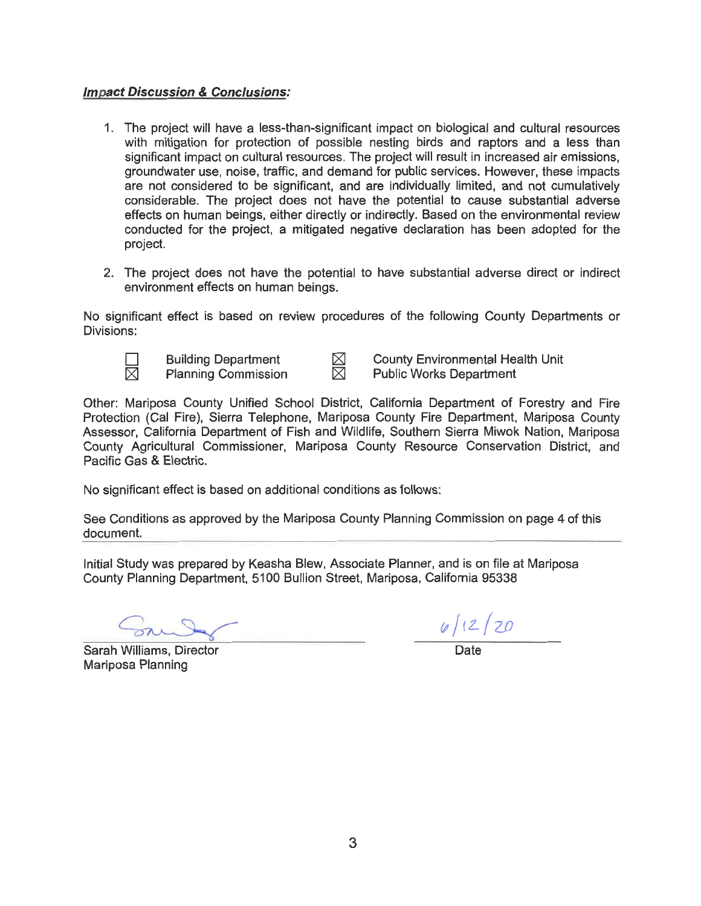***Impact Discussion & Conclusions:***

1. The project will have a less-than-significant impact on biological and cultural resources with mitigation for protection of possible nesting birds and raptors and a less than significant impact on cultural resources. The project will result in increased air emissions, groundwater use, noise, traffic, and demand for public services. However, these impacts are not considered to be significant, and are individually limited, and not cumulatively considerable. The project does not have the potential to cause substantial adverse effects on human beings, either directly or indirectly. Based on the environmental review conducted for the project, a mitigated negative declaration has been adopted for the project.

2. The project does not have the potential to have substantial adverse direct or indirect environment effects on human beings.

No significant effect is based on review procedures of the following County Departments or Divisions:

| | | | |
|---|---|---|---|
| ☐ | Building Department | ☒ | County Environmental Health Unit |
| ☒ | Planning Commission | ☒ | Public Works Department |

Other: Mariposa County Unified School District, California Department of Forestry and Fire Protection (Cal Fire), Sierra Telephone, Mariposa County Fire Department, Mariposa County Assessor, California Department of Fish and Wildlife, Southern Sierra Miwok Nation, Mariposa County Agricultural Commissioner, Mariposa County Resource Conservation District, and Pacific Gas & Electric.

No significant effect is based on additional conditions as follows:

See Conditions as approved by the Mariposa County Planning Commission on page 4 of this document.

Initial Study was prepared by Keasha Blew, Associate Planner, and is on file at Mariposa County Planning Department, 5100 Bullion Street, Mariposa, California 95338

Sarah Williams, Director
Mariposa Planning

6/12/20
Date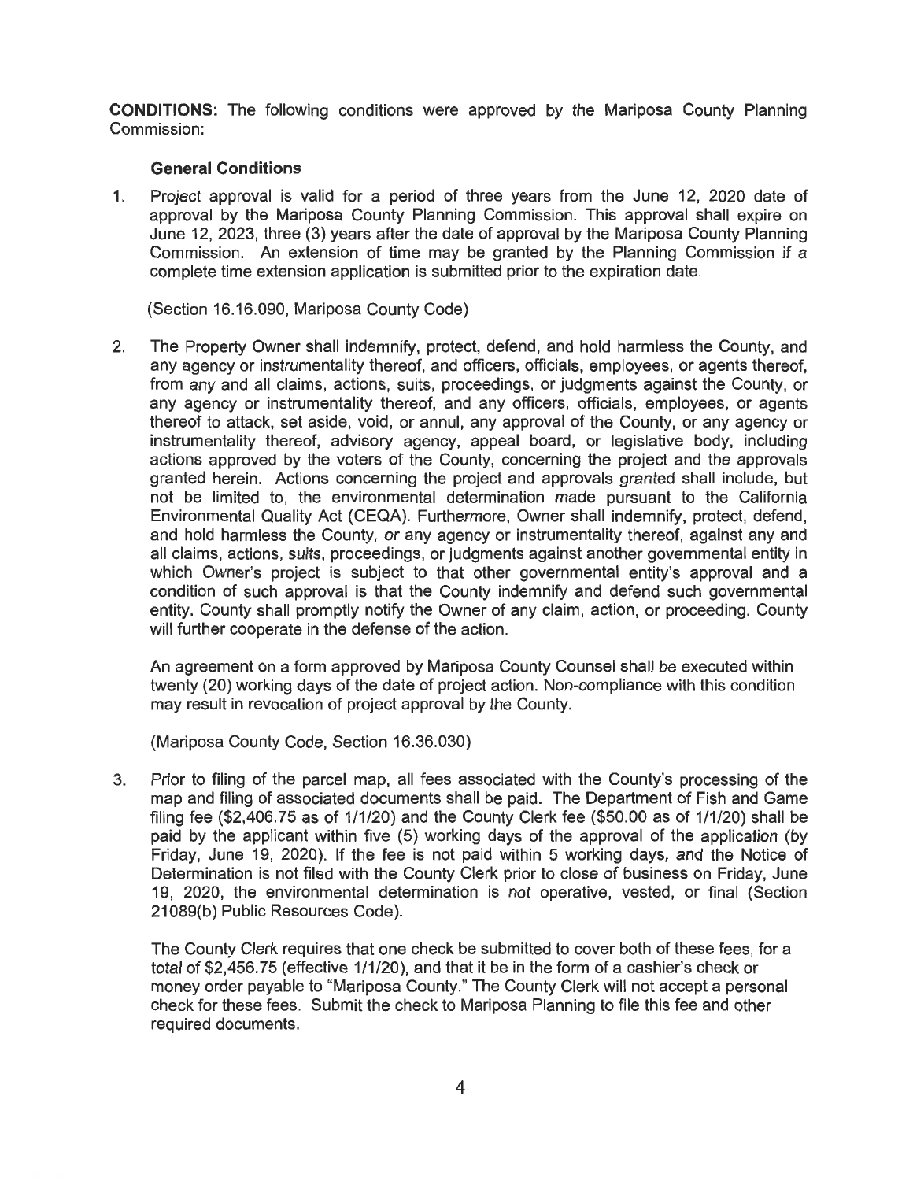**CONDITIONS:** The following conditions were approved by the Mariposa County Planning Commission:

### General Conditions

1. Project approval is valid for a period of three years from the June 12, 2020 date of approval by the Mariposa County Planning Commission. This approval shall expire on June 12, 2023, three (3) years after the date of approval by the Mariposa County Planning Commission. An extension of time may be granted by the Planning Commission if a complete time extension application is submitted prior to the expiration date.

   (Section 16.16.090, Mariposa County Code)

2. The Property Owner shall indemnify, protect, defend, and hold harmless the County, and any agency or instrumentality thereof, and officers, officials, employees, or agents thereof, from any and all claims, actions, suits, proceedings, or judgments against the County, or any agency or instrumentality thereof, and any officers, officials, employees, or agents thereof to attack, set aside, void, or annul, any approval of the County, or any agency or instrumentality thereof, advisory agency, appeal board, or legislative body, including actions approved by the voters of the County, concerning the project and the approvals granted herein. Actions concerning the project and approvals granted shall include, but not be limited to, the environmental determination made pursuant to the California Environmental Quality Act (CEQA). Furthermore, Owner shall indemnify, protect, defend, and hold harmless the County, or any agency or instrumentality thereof, against any and all claims, actions, suits, proceedings, or judgments against another governmental entity in which Owner's project is subject to that other governmental entity's approval and a condition of such approval is that the County indemnify and defend such governmental entity. County shall promptly notify the Owner of any claim, action, or proceeding. County will further cooperate in the defense of the action.

   An agreement on a form approved by Mariposa County Counsel shall be executed within twenty (20) working days of the date of project action. Non-compliance with this condition may result in revocation of project approval by the County.

   (Mariposa County Code, Section 16.36.030)

3. Prior to filing of the parcel map, all fees associated with the County's processing of the map and filing of associated documents shall be paid. The Department of Fish and Game filing fee ($2,406.75 as of 1/1/20) and the County Clerk fee ($50.00 as of 1/1/20) shall be paid by the applicant within five (5) working days of the approval of the application (by Friday, June 19, 2020). If the fee is not paid within 5 working days, and the Notice of Determination is not filed with the County Clerk prior to close of business on Friday, June 19, 2020, the environmental determination is not operative, vested, or final (Section 21089(b) Public Resources Code).

   The County Clerk requires that one check be submitted to cover both of these fees, for a total of $2,456.75 (effective 1/1/20), and that it be in the form of a cashier's check or money order payable to "Mariposa County." The County Clerk will not accept a personal check for these fees. Submit the check to Mariposa Planning to file this fee and other required documents.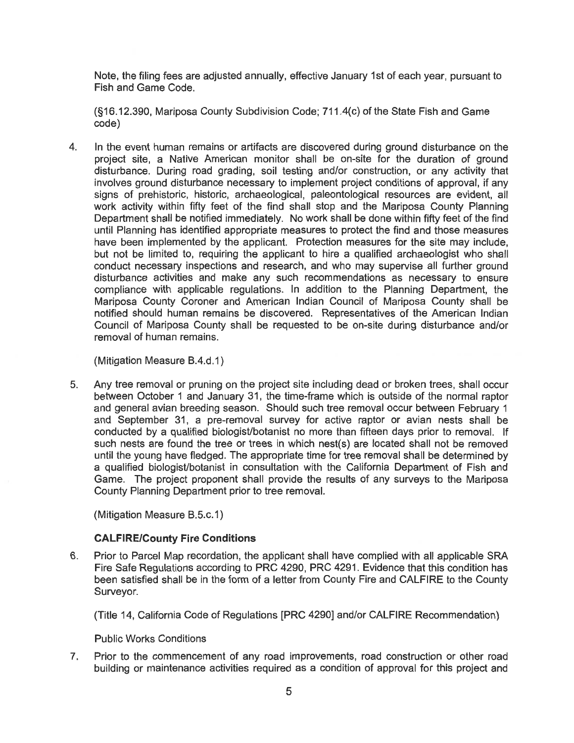Note, the filing fees are adjusted annually, effective January 1st of each year, pursuant to Fish and Game Code.

(§16.12.390, Mariposa County Subdivision Code; 711.4(c) of the State Fish and Game code)

4. In the event human remains or artifacts are discovered during ground disturbance on the project site, a Native American monitor shall be on-site for the duration of ground disturbance. During road grading, soil testing and/or construction, or any activity that involves ground disturbance necessary to implement project conditions of approval, if any signs of prehistoric, historic, archaeological, paleontological resources are evident, all work activity within fifty feet of the find shall stop and the Mariposa County Planning Department shall be notified immediately. No work shall be done within fifty feet of the find until Planning has identified appropriate measures to protect the find and those measures have been implemented by the applicant. Protection measures for the site may include, but not be limited to, requiring the applicant to hire a qualified archaeologist who shall conduct necessary inspections and research, and who may supervise all further ground disturbance activities and make any such recommendations as necessary to ensure compliance with applicable regulations. In addition to the Planning Department, the Mariposa County Coroner and American Indian Council of Mariposa County shall be notified should human remains be discovered. Representatives of the American Indian Council of Mariposa County shall be requested to be on-site during disturbance and/or removal of human remains.

   (Mitigation Measure B.4.d.1)

5. Any tree removal or pruning on the project site including dead or broken trees, shall occur between October 1 and January 31, the time-frame which is outside of the normal raptor and general avian breeding season. Should such tree removal occur between February 1 and September 31, a pre-removal survey for active raptor or avian nests shall be conducted by a qualified biologist/botanist no more than fifteen days prior to removal. If such nests are found the tree or trees in which nest(s) are located shall not be removed until the young have fledged. The appropriate time for tree removal shall be determined by a qualified biologist/botanist in consultation with the California Department of Fish and Game. The project proponent shall provide the results of any surveys to the Mariposa County Planning Department prior to tree removal.

   (Mitigation Measure B.5.c.1)

**CALFIRE/County Fire Conditions**

6. Prior to Parcel Map recordation, the applicant shall have complied with all applicable SRA Fire Safe Regulations according to PRC 4290, PRC 4291. Evidence that this condition has been satisfied shall be in the form of a letter from County Fire and CALFIRE to the County Surveyor.

   (Title 14, California Code of Regulations [PRC 4290] and/or CALFIRE Recommendation)

Public Works Conditions

7. Prior to the commencement of any road improvements, road construction or other road building or maintenance activities required as a condition of approval for this project and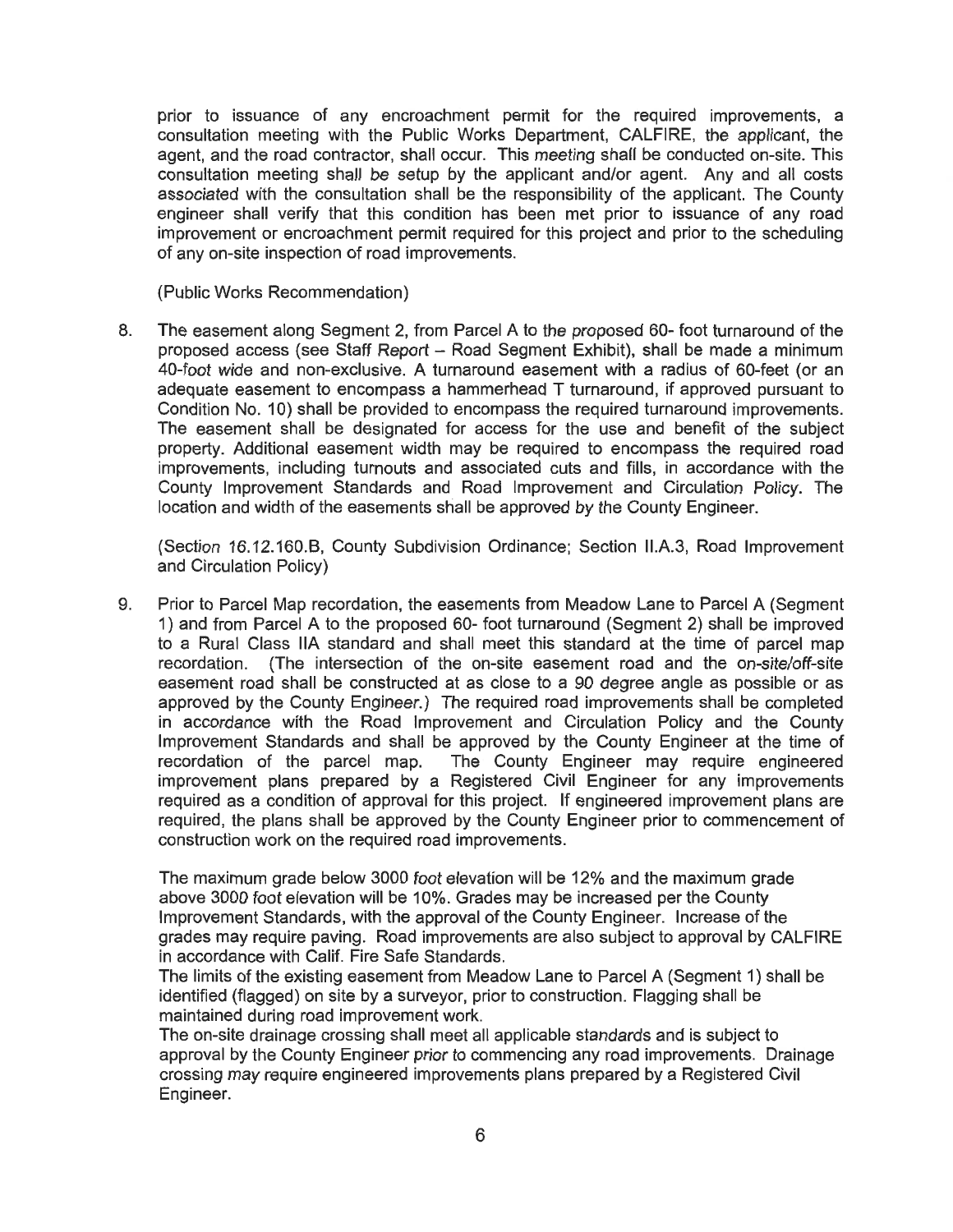prior to issuance of any encroachment permit for the required improvements, a consultation meeting with the Public Works Department, CALFIRE, the applicant, the agent, and the road contractor, shall occur. This meeting shall be conducted on-site. This consultation meeting shall be setup by the applicant and/or agent. Any and all costs associated with the consultation shall be the responsibility of the applicant. The County engineer shall verify that this condition has been met prior to issuance of any road improvement or encroachment permit required for this project and prior to the scheduling of any on-site inspection of road improvements.

(Public Works Recommendation)

8. The easement along Segment 2, from Parcel A to the proposed 60- foot turnaround of the proposed access (see Staff Report – Road Segment Exhibit), shall be made a minimum 40-foot wide and non-exclusive. A turnaround easement with a radius of 60-feet (or an adequate easement to encompass a hammerhead T turnaround, if approved pursuant to Condition No. 10) shall be provided to encompass the required turnaround improvements. The easement shall be designated for access for the use and benefit of the subject property. Additional easement width may be required to encompass the required road improvements, including turnouts and associated cuts and fills, in accordance with the County Improvement Standards and Road Improvement and Circulation Policy. The location and width of the easements shall be approved by the County Engineer.

   (Section 16.12.160.B, County Subdivision Ordinance; Section II.A.3, Road Improvement and Circulation Policy)

9. Prior to Parcel Map recordation, the easements from Meadow Lane to Parcel A (Segment 1) and from Parcel A to the proposed 60- foot turnaround (Segment 2) shall be improved to a Rural Class IIA standard and shall meet this standard at the time of parcel map recordation. (The intersection of the on-site easement road and the on-site/off-site easement road shall be constructed at as close to a 90 degree angle as possible or as approved by the County Engineer.) The required road improvements shall be completed in accordance with the Road Improvement and Circulation Policy and the County Improvement Standards and shall be approved by the County Engineer at the time of recordation of the parcel map. The County Engineer may require engineered improvement plans prepared by a Registered Civil Engineer for any improvements required as a condition of approval for this project. If engineered improvement plans are required, the plans shall be approved by the County Engineer prior to commencement of construction work on the required road improvements.

   The maximum grade below 3000 foot elevation will be 12% and the maximum grade above 3000 foot elevation will be 10%. Grades may be increased per the County Improvement Standards, with the approval of the County Engineer. Increase of the grades may require paving. Road improvements are also subject to approval by CALFIRE in accordance with Calif. Fire Safe Standards.
   The limits of the existing easement from Meadow Lane to Parcel A (Segment 1) shall be identified (flagged) on site by a surveyor, prior to construction. Flagging shall be maintained during road improvement work.
   The on-site drainage crossing shall meet all applicable standards and is subject to approval by the County Engineer prior to commencing any road improvements. Drainage crossing may require engineered improvements plans prepared by a Registered Civil Engineer.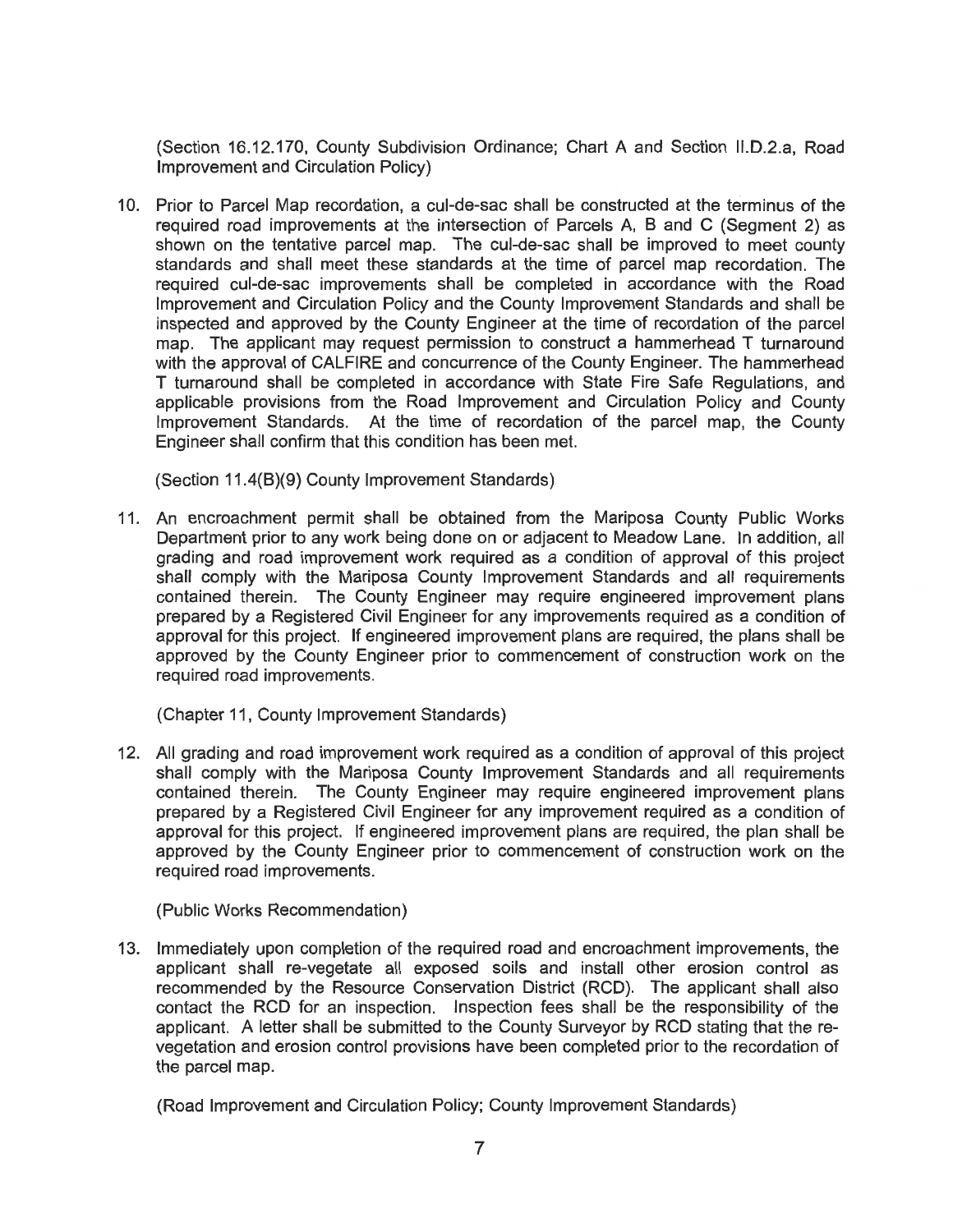(Section 16.12.170, County Subdivision Ordinance; Chart A and Section II.D.2.a, Road Improvement and Circulation Policy)

10. Prior to Parcel Map recordation, a cul-de-sac shall be constructed at the terminus of the required road improvements at the intersection of Parcels A, B and C (Segment 2) as shown on the tentative parcel map. The cul-de-sac shall be improved to meet county standards and shall meet these standards at the time of parcel map recordation. The required cul-de-sac improvements shall be completed in accordance with the Road Improvement and Circulation Policy and the County Improvement Standards and shall be inspected and approved by the County Engineer at the time of recordation of the parcel map. The applicant may request permission to construct a hammerhead T turnaround with the approval of CALFIRE and concurrence of the County Engineer. The hammerhead T turnaround shall be completed in accordance with State Fire Safe Regulations, and applicable provisions from the Road Improvement and Circulation Policy and County Improvement Standards. At the time of recordation of the parcel map, the County Engineer shall confirm that this condition has been met.

    (Section 11.4(B)(9) County Improvement Standards)

11. An encroachment permit shall be obtained from the Mariposa County Public Works Department prior to any work being done on or adjacent to Meadow Lane. In addition, all grading and road improvement work required as a condition of approval of this project shall comply with the Mariposa County Improvement Standards and all requirements contained therein. The County Engineer may require engineered improvement plans prepared by a Registered Civil Engineer for any improvements required as a condition of approval for this project. If engineered improvement plans are required, the plans shall be approved by the County Engineer prior to commencement of construction work on the required road improvements.

    (Chapter 11, County Improvement Standards)

12. All grading and road improvement work required as a condition of approval of this project shall comply with the Mariposa County Improvement Standards and all requirements contained therein. The County Engineer may require engineered improvement plans prepared by a Registered Civil Engineer for any improvement required as a condition of approval for this project. If engineered improvement plans are required, the plan shall be approved by the County Engineer prior to commencement of construction work on the required road improvements.

    (Public Works Recommendation)

13. Immediately upon completion of the required road and encroachment improvements, the applicant shall re-vegetate all exposed soils and install other erosion control as recommended by the Resource Conservation District (RCD). The applicant shall also contact the RCD for an inspection. Inspection fees shall be the responsibility of the applicant. A letter shall be submitted to the County Surveyor by RCD stating that the re-vegetation and erosion control provisions have been completed prior to the recordation of the parcel map.

    (Road Improvement and Circulation Policy; County Improvement Standards)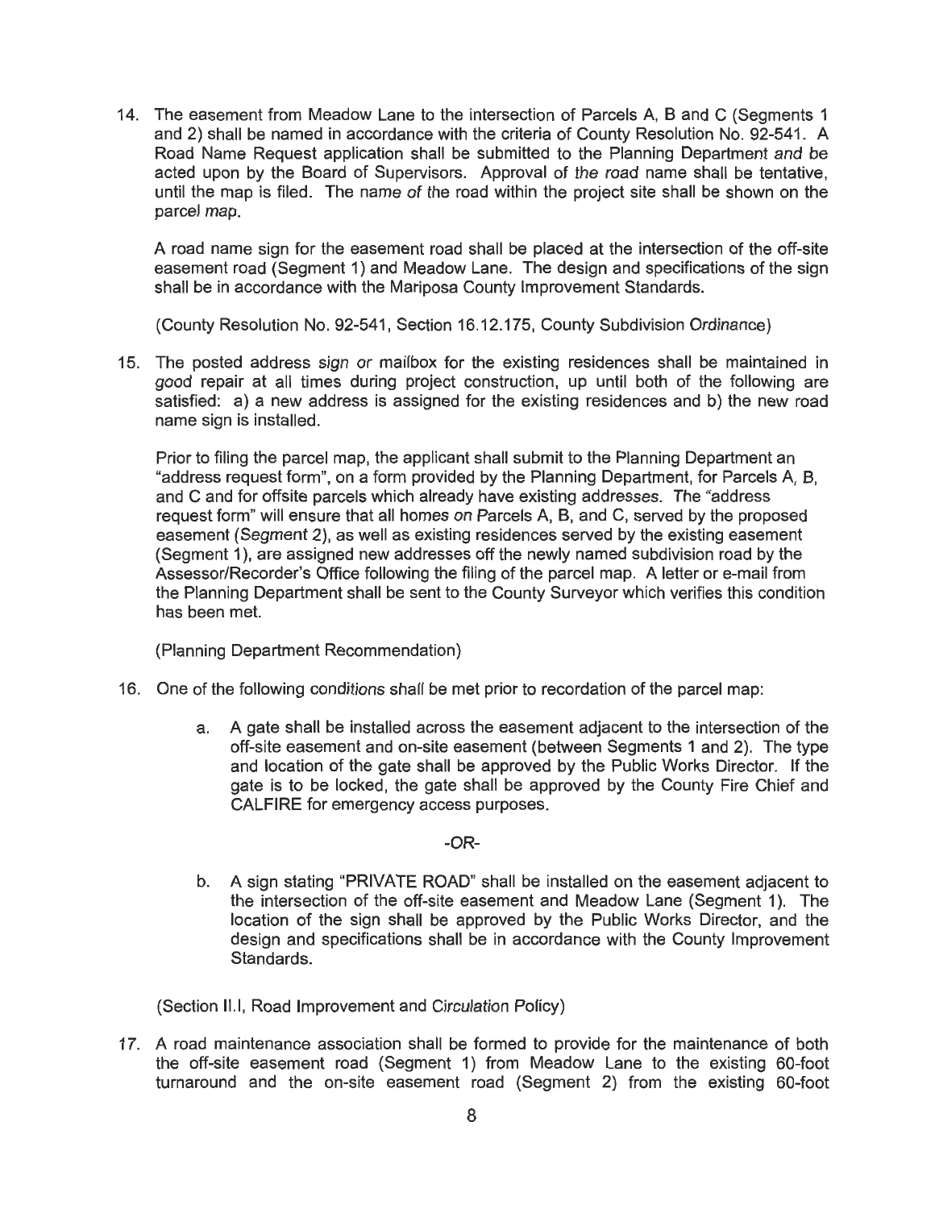14. The easement from Meadow Lane to the intersection of Parcels A, B and C (Segments 1 and 2) shall be named in accordance with the criteria of County Resolution No. 92-541. A Road Name Request application shall be submitted to the Planning Department and be acted upon by the Board of Supervisors. Approval of the road name shall be tentative, until the map is filed. The name of the road within the project site shall be shown on the parcel map.

    A road name sign for the easement road shall be placed at the intersection of the off-site easement road (Segment 1) and Meadow Lane. The design and specifications of the sign shall be in accordance with the Mariposa County Improvement Standards.

    (County Resolution No. 92-541, Section 16.12.175, County Subdivision Ordinance)

15. The posted address sign or mailbox for the existing residences shall be maintained in good repair at all times during project construction, up until both of the following are satisfied: a) a new address is assigned for the existing residences and b) the new road name sign is installed.

    Prior to filing the parcel map, the applicant shall submit to the Planning Department an "address request form", on a form provided by the Planning Department, for Parcels A, B, and C and for offsite parcels which already have existing addresses. The "address request form" will ensure that all homes on Parcels A, B, and C, served by the proposed easement (Segment 2), as well as existing residences served by the existing easement (Segment 1), are assigned new addresses off the newly named subdivision road by the Assessor/Recorder's Office following the filing of the parcel map. A letter or e-mail from the Planning Department shall be sent to the County Surveyor which verifies this condition has been met.

    (Planning Department Recommendation)

16. One of the following conditions shall be met prior to recordation of the parcel map:

    a. A gate shall be installed across the easement adjacent to the intersection of the off-site easement and on-site easement (between Segments 1 and 2). The type and location of the gate shall be approved by the Public Works Director. If the gate is to be locked, the gate shall be approved by the County Fire Chief and CALFIRE for emergency access purposes.

    -OR-

    b. A sign stating "PRIVATE ROAD" shall be installed on the easement adjacent to the intersection of the off-site easement and Meadow Lane (Segment 1). The location of the sign shall be approved by the Public Works Director, and the design and specifications shall be in accordance with the County Improvement Standards.

    (Section II.I, Road Improvement and Circulation Policy)

17. A road maintenance association shall be formed to provide for the maintenance of both the off-site easement road (Segment 1) from Meadow Lane to the existing 60-foot turnaround and the on-site easement road (Segment 2) from the existing 60-foot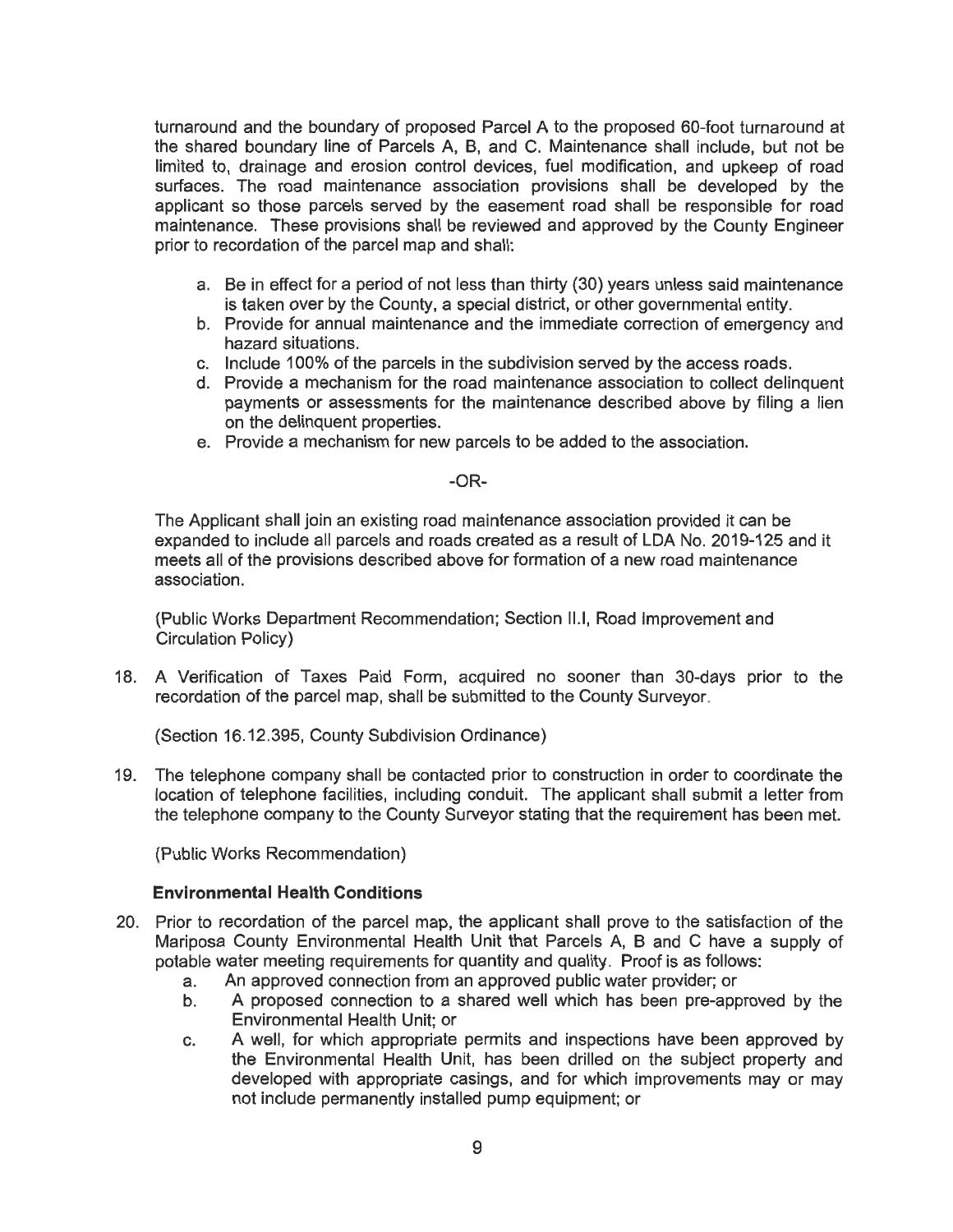turnaround and the boundary of proposed Parcel A to the proposed 60-foot turnaround at the shared boundary line of Parcels A, B, and C. Maintenance shall include, but not be limited to, drainage and erosion control devices, fuel modification, and upkeep of road surfaces. The road maintenance association provisions shall be developed by the applicant so those parcels served by the easement road shall be responsible for road maintenance. These provisions shall be reviewed and approved by the County Engineer prior to recordation of the parcel map and shall:

a. Be in effect for a period of not less than thirty (30) years unless said maintenance is taken over by the County, a special district, or other governmental entity.
b. Provide for annual maintenance and the immediate correction of emergency and hazard situations.
c. Include 100% of the parcels in the subdivision served by the access roads.
d. Provide a mechanism for the road maintenance association to collect delinquent payments or assessments for the maintenance described above by filing a lien on the delinquent properties.
e. Provide a mechanism for new parcels to be added to the association.

-OR-

The Applicant shall join an existing road maintenance association provided it can be expanded to include all parcels and roads created as a result of LDA No. 2019-125 and it meets all of the provisions described above for formation of a new road maintenance association.

(Public Works Department Recommendation; Section II.I, Road Improvement and Circulation Policy)

18. A Verification of Taxes Paid Form, acquired no sooner than 30-days prior to the recordation of the parcel map, shall be submitted to the County Surveyor.

    (Section 16.12.395, County Subdivision Ordinance)

19. The telephone company shall be contacted prior to construction in order to coordinate the location of telephone facilities, including conduit. The applicant shall submit a letter from the telephone company to the County Surveyor stating that the requirement has been met.

    (Public Works Recommendation)

**Environmental Health Conditions**

20. Prior to recordation of the parcel map, the applicant shall prove to the satisfaction of the Mariposa County Environmental Health Unit that Parcels A, B and C have a supply of potable water meeting requirements for quantity and quality. Proof is as follows:
    a. An approved connection from an approved public water provider; or
    b. A proposed connection to a shared well which has been pre-approved by the Environmental Health Unit; or
    c. A well, for which appropriate permits and inspections have been approved by the Environmental Health Unit, has been drilled on the subject property and developed with appropriate casings, and for which improvements may or may not include permanently installed pump equipment; or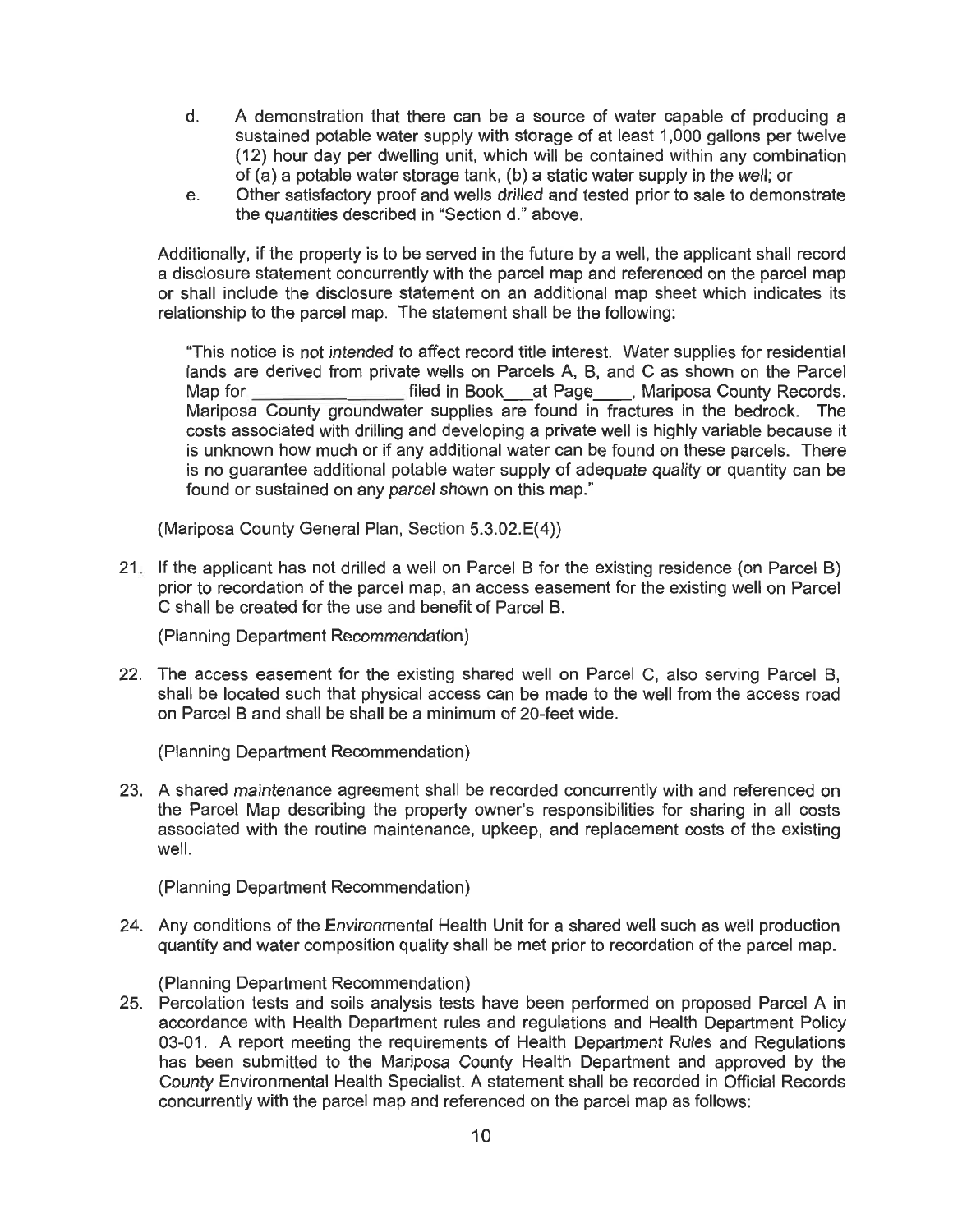d. A demonstration that there can be a source of water capable of producing a sustained potable water supply with storage of at least 1,000 gallons per twelve (12) hour day per dwelling unit, which will be contained within any combination of (a) a potable water storage tank, (b) a static water supply in the well; or

e. Other satisfactory proof and wells drilled and tested prior to sale to demonstrate the quantities described in "Section d." above.

Additionally, if the property is to be served in the future by a well, the applicant shall record a disclosure statement concurrently with the parcel map and referenced on the parcel map or shall include the disclosure statement on an additional map sheet which indicates its relationship to the parcel map. The statement shall be the following:

> "This notice is not intended to affect record title interest. Water supplies for residential lands are derived from private wells on Parcels A, B, and C as shown on the Parcel Map for _________________ filed in Book___at Page____, Mariposa County Records. Mariposa County groundwater supplies are found in fractures in the bedrock. The costs associated with drilling and developing a private well is highly variable because it is unknown how much or if any additional water can be found on these parcels. There is no guarantee additional potable water supply of adequate quality or quantity can be found or sustained on any parcel shown on this map."

(Mariposa County General Plan, Section 5.3.02.E(4))

21. If the applicant has not drilled a well on Parcel B for the existing residence (on Parcel B) prior to recordation of the parcel map, an access easement for the existing well on Parcel C shall be created for the use and benefit of Parcel B.

    (Planning Department Recommendation)

22. The access easement for the existing shared well on Parcel C, also serving Parcel B, shall be located such that physical access can be made to the well from the access road on Parcel B and shall be shall be a minimum of 20-feet wide.

    (Planning Department Recommendation)

23. A shared maintenance agreement shall be recorded concurrently with and referenced on the Parcel Map describing the property owner's responsibilities for sharing in all costs associated with the routine maintenance, upkeep, and replacement costs of the existing well.

    (Planning Department Recommendation)

24. Any conditions of the Environmental Health Unit for a shared well such as well production quantity and water composition quality shall be met prior to recordation of the parcel map.

    (Planning Department Recommendation)

25. Percolation tests and soils analysis tests have been performed on proposed Parcel A in accordance with Health Department rules and regulations and Health Department Policy 03-01. A report meeting the requirements of Health Department Rules and Regulations has been submitted to the Mariposa County Health Department and approved by the County Environmental Health Specialist. A statement shall be recorded in Official Records concurrently with the parcel map and referenced on the parcel map as follows: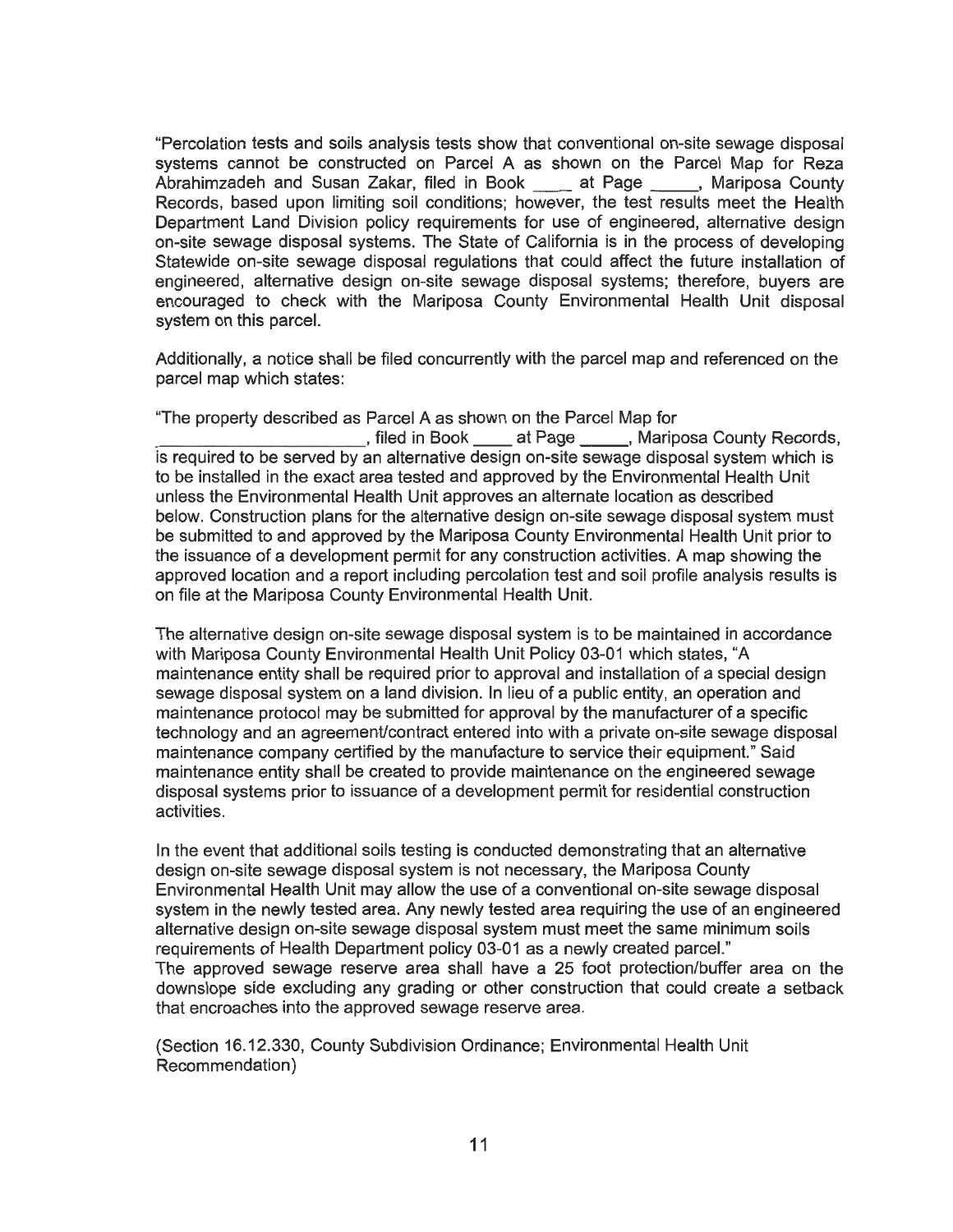"Percolation tests and soils analysis tests show that conventional on-site sewage disposal systems cannot be constructed on Parcel A as shown on the Parcel Map for Reza Abrahimzadeh and Susan Zakar, filed in Book \_\_\_\_ at Page \_\_\_\_\_, Mariposa County Records, based upon limiting soil conditions; however, the test results meet the Health Department Land Division policy requirements for use of engineered, alternative design on-site sewage disposal systems. The State of California is in the process of developing Statewide on-site sewage disposal regulations that could affect the future installation of engineered, alternative design on-site sewage disposal systems; therefore, buyers are encouraged to check with the Mariposa County Environmental Health Unit disposal system on this parcel.

Additionally, a notice shall be filed concurrently with the parcel map and referenced on the parcel map which states:

"The property described as Parcel A as shown on the Parcel Map for \_\_\_\_\_\_\_\_\_\_\_\_\_\_\_\_\_\_\_\_\_\_, filed in Book \_\_\_\_ at Page \_\_\_\_\_, Mariposa County Records, is required to be served by an alternative design on-site sewage disposal system which is to be installed in the exact area tested and approved by the Environmental Health Unit unless the Environmental Health Unit approves an alternate location as described below. Construction plans for the alternative design on-site sewage disposal system must be submitted to and approved by the Mariposa County Environmental Health Unit prior to the issuance of a development permit for any construction activities. A map showing the approved location and a report including percolation test and soil profile analysis results is on file at the Mariposa County Environmental Health Unit.

The alternative design on-site sewage disposal system is to be maintained in accordance with Mariposa County Environmental Health Unit Policy 03-01 which states, "A maintenance entity shall be required prior to approval and installation of a special design sewage disposal system on a land division. In lieu of a public entity, an operation and maintenance protocol may be submitted for approval by the manufacturer of a specific technology and an agreement/contract entered into with a private on-site sewage disposal maintenance company certified by the manufacture to service their equipment." Said maintenance entity shall be created to provide maintenance on the engineered sewage disposal systems prior to issuance of a development permit for residential construction activities.

In the event that additional soils testing is conducted demonstrating that an alternative design on-site sewage disposal system is not necessary, the Mariposa County Environmental Health Unit may allow the use of a conventional on-site sewage disposal system in the newly tested area. Any newly tested area requiring the use of an engineered alternative design on-site sewage disposal system must meet the same minimum soils requirements of Health Department policy 03-01 as a newly created parcel."
The approved sewage reserve area shall have a 25 foot protection/buffer area on the downslope side excluding any grading or other construction that could create a setback that encroaches into the approved sewage reserve area.

(Section 16.12.330, County Subdivision Ordinance; Environmental Health Unit Recommendation)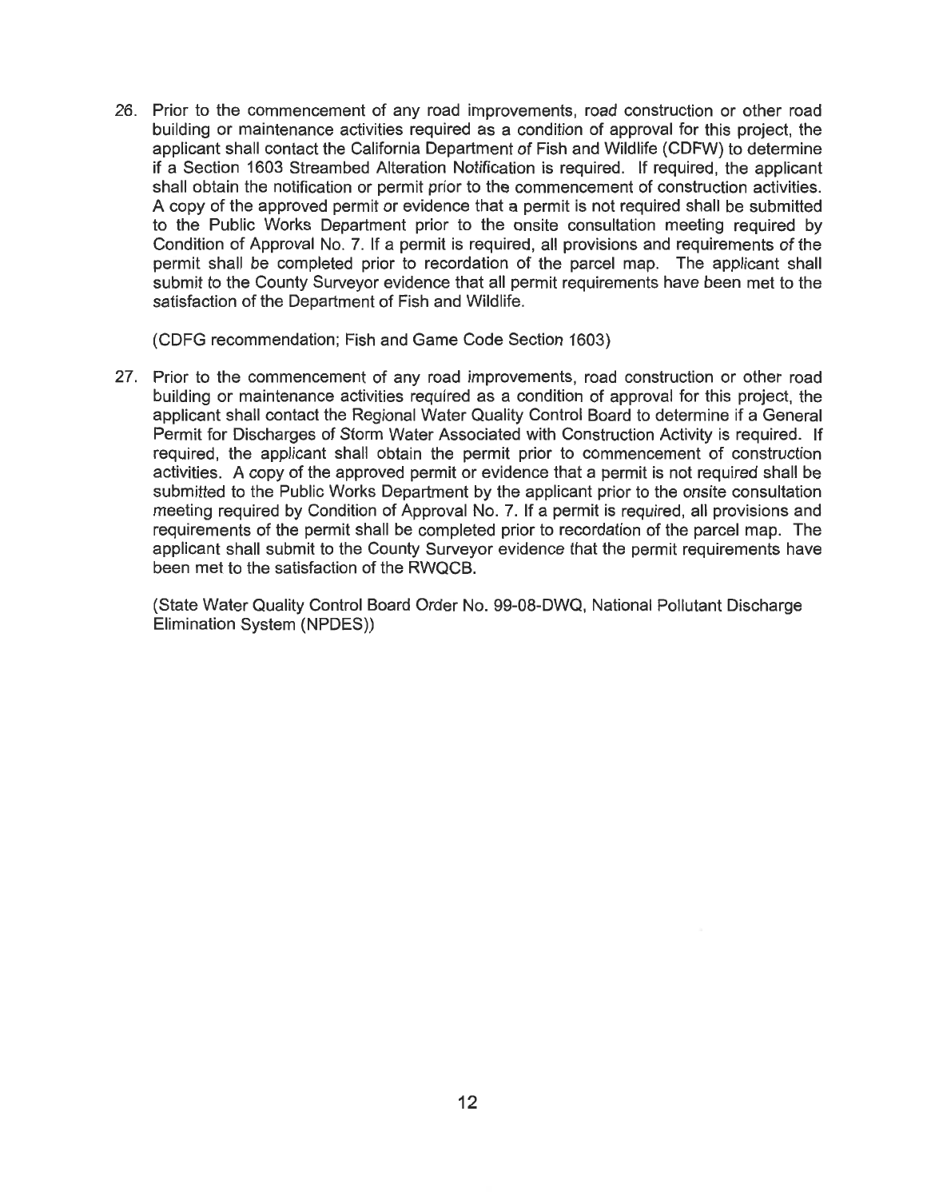26. Prior to the commencement of any road improvements, road construction or other road building or maintenance activities required as a condition of approval for this project, the applicant shall contact the California Department of Fish and Wildlife (CDFW) to determine if a Section 1603 Streambed Alteration Notification is required. If required, the applicant shall obtain the notification or permit prior to the commencement of construction activities. A copy of the approved permit or evidence that a permit is not required shall be submitted to the Public Works Department prior to the onsite consultation meeting required by Condition of Approval No. 7. If a permit is required, all provisions and requirements of the permit shall be completed prior to recordation of the parcel map. The applicant shall submit to the County Surveyor evidence that all permit requirements have been met to the satisfaction of the Department of Fish and Wildlife.

    (CDFG recommendation; Fish and Game Code Section 1603)

27. Prior to the commencement of any road improvements, road construction or other road building or maintenance activities required as a condition of approval for this project, the applicant shall contact the Regional Water Quality Control Board to determine if a General Permit for Discharges of Storm Water Associated with Construction Activity is required. If required, the applicant shall obtain the permit prior to commencement of construction activities. A copy of the approved permit or evidence that a permit is not required shall be submitted to the Public Works Department by the applicant prior to the onsite consultation meeting required by Condition of Approval No. 7. If a permit is required, all provisions and requirements of the permit shall be completed prior to recordation of the parcel map. The applicant shall submit to the County Surveyor evidence that the permit requirements have been met to the satisfaction of the RWQCB.

    (State Water Quality Control Board Order No. 99-08-DWQ, National Pollutant Discharge Elimination System (NPDES))